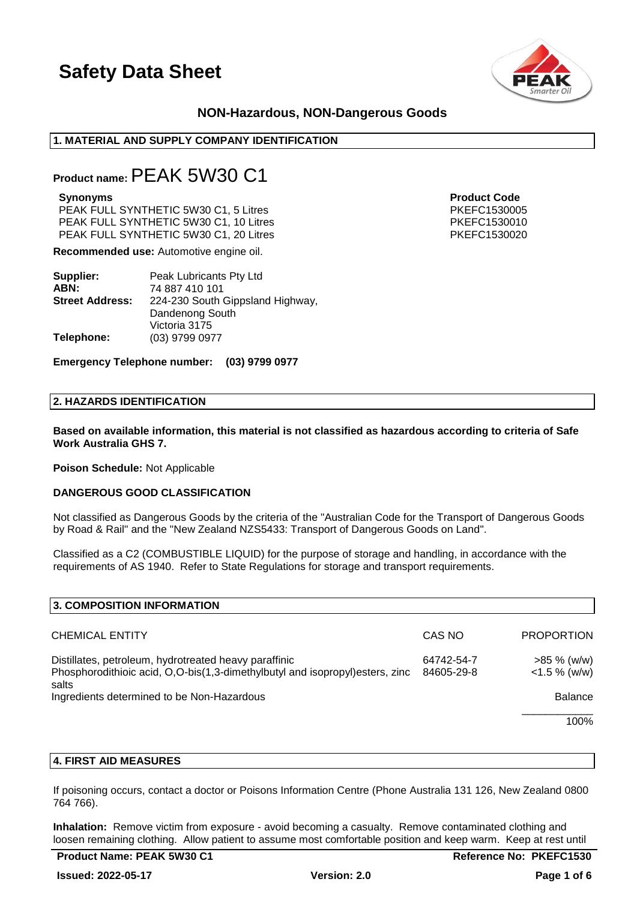# Safety Data Sheet

## NON-Hazardous, NON-Dangerous Goods

### 1. MATERIAL AND SUPPLY COMPANY IDENTIFICATION

**Product name:** PEAK 5W30 C1

| **Synonyms** | **Product Code** |
|---|---|
| PEAK FULL SYNTHETIC 5W30 C1, 5 Litres | PKEFC1530005 |
| PEAK FULL SYNTHETIC 5W30 C1, 10 Litres | PKEFC1530010 |
| PEAK FULL SYNTHETIC 5W30 C1, 20 Litres | PKEFC1530020 |

**Recommended use:** Automotive engine oil.

**Supplier:** Peak Lubricants Pty Ltd
**ABN:** 74 887 410 101
**Street Address:** 224-230 South Gippsland Highway, Dandenong South Victoria 3175
**Telephone:** (03) 9799 0977

**Emergency Telephone number: (03) 9799 0977**

### 2. HAZARDS IDENTIFICATION

**Based on available information, this material is not classified as hazardous according to criteria of Safe Work Australia GHS 7.**

**Poison Schedule:** Not Applicable

**DANGEROUS GOOD CLASSIFICATION**

Not classified as Dangerous Goods by the criteria of the "Australian Code for the Transport of Dangerous Goods by Road & Rail" and the "New Zealand NZS5433: Transport of Dangerous Goods on Land".

Classified as a C2 (COMBUSTIBLE LIQUID) for the purpose of storage and handling, in accordance with the requirements of AS 1940. Refer to State Regulations for storage and transport requirements.

### 3. COMPOSITION INFORMATION

| CHEMICAL ENTITY | CAS NO | PROPORTION |
|---|---|---|
| Distillates, petroleum, hydrotreated heavy paraffinic | 64742-54-7 | >85 % (w/w) |
| Phosphorodithioic acid, O,O-bis(1,3-dimethylbutyl and isopropyl)esters, zinc salts | 84605-29-8 | <1.5 % (w/w) |
| Ingredients determined to be Non-Hazardous | | Balance |
| | | 100% |

### 4. FIRST AID MEASURES

If poisoning occurs, contact a doctor or Poisons Information Centre (Phone Australia 131 126, New Zealand 0800 764 766).

**Inhalation:** Remove victim from exposure - avoid becoming a casualty. Remove contaminated clothing and loosen remaining clothing. Allow patient to assume most comfortable position and keep warm. Keep at rest until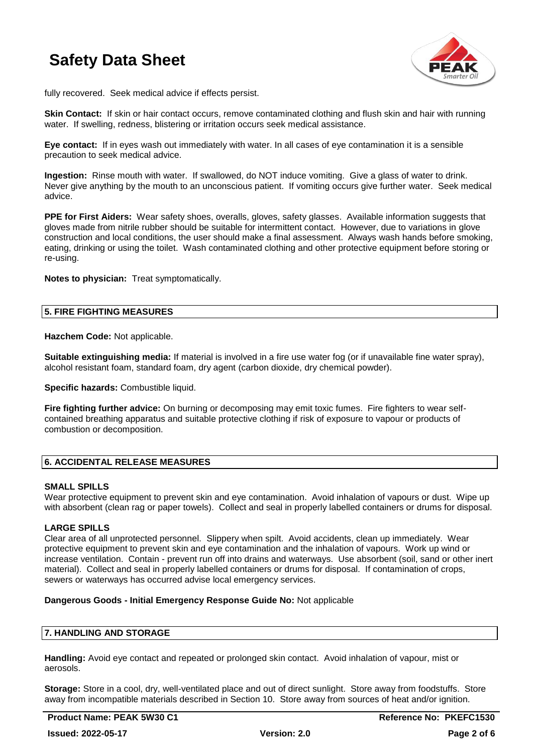fully recovered. Seek medical advice if effects persist.

**Skin Contact:** If skin or hair contact occurs, remove contaminated clothing and flush skin and hair with running water. If swelling, redness, blistering or irritation occurs seek medical assistance.

**Eye contact:** If in eyes wash out immediately with water. In all cases of eye contamination it is a sensible precaution to seek medical advice.

**Ingestion:** Rinse mouth with water. If swallowed, do NOT induce vomiting. Give a glass of water to drink. Never give anything by the mouth to an unconscious patient. If vomiting occurs give further water. Seek medical advice.

**PPE for First Aiders:** Wear safety shoes, overalls, gloves, safety glasses. Available information suggests that gloves made from nitrile rubber should be suitable for intermittent contact. However, due to variations in glove construction and local conditions, the user should make a final assessment. Always wash hands before smoking, eating, drinking or using the toilet. Wash contaminated clothing and other protective equipment before storing or re-using.

**Notes to physician:** Treat symptomatically.

## 5. FIRE FIGHTING MEASURES

**Hazchem Code:** Not applicable.

**Suitable extinguishing media:** If material is involved in a fire use water fog (or if unavailable fine water spray), alcohol resistant foam, standard foam, dry agent (carbon dioxide, dry chemical powder).

**Specific hazards:** Combustible liquid.

**Fire fighting further advice:** On burning or decomposing may emit toxic fumes. Fire fighters to wear self-contained breathing apparatus and suitable protective clothing if risk of exposure to vapour or products of combustion or decomposition.

## 6. ACCIDENTAL RELEASE MEASURES

### SMALL SPILLS

Wear protective equipment to prevent skin and eye contamination. Avoid inhalation of vapours or dust. Wipe up with absorbent (clean rag or paper towels). Collect and seal in properly labelled containers or drums for disposal.

### LARGE SPILLS

Clear area of all unprotected personnel. Slippery when spilt. Avoid accidents, clean up immediately. Wear protective equipment to prevent skin and eye contamination and the inhalation of vapours. Work up wind or increase ventilation. Contain - prevent run off into drains and waterways. Use absorbent (soil, sand or other inert material). Collect and seal in properly labelled containers or drums for disposal. If contamination of crops, sewers or waterways has occurred advise local emergency services.

**Dangerous Goods - Initial Emergency Response Guide No:** Not applicable

## 7. HANDLING AND STORAGE

**Handling:** Avoid eye contact and repeated or prolonged skin contact. Avoid inhalation of vapour, mist or aerosols.

**Storage:** Store in a cool, dry, well-ventilated place and out of direct sunlight. Store away from foodstuffs. Store away from incompatible materials described in Section 10. Store away from sources of heat and/or ignition.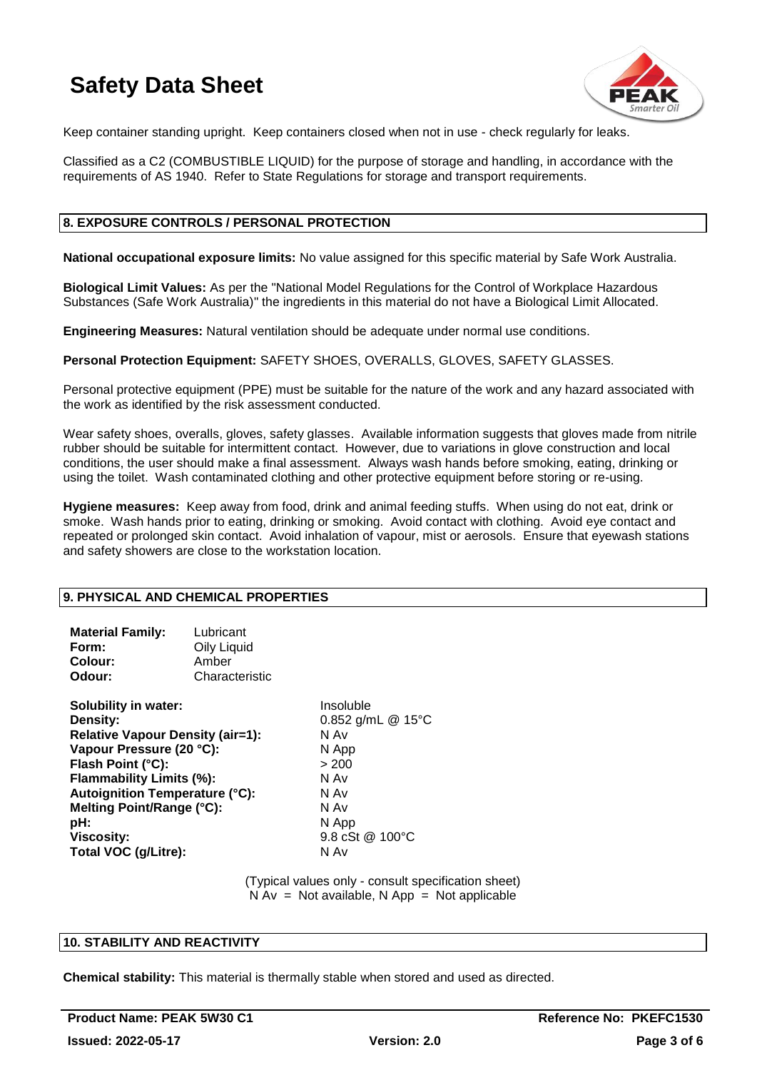Keep container standing upright. Keep containers closed when not in use - check regularly for leaks.

Classified as a C2 (COMBUSTIBLE LIQUID) for the purpose of storage and handling, in accordance with the requirements of AS 1940. Refer to State Regulations for storage and transport requirements.

## 8. EXPOSURE CONTROLS / PERSONAL PROTECTION

**National occupational exposure limits:** No value assigned for this specific material by Safe Work Australia.

**Biological Limit Values:** As per the "National Model Regulations for the Control of Workplace Hazardous Substances (Safe Work Australia)" the ingredients in this material do not have a Biological Limit Allocated.

**Engineering Measures:** Natural ventilation should be adequate under normal use conditions.

**Personal Protection Equipment:** SAFETY SHOES, OVERALLS, GLOVES, SAFETY GLASSES.

Personal protective equipment (PPE) must be suitable for the nature of the work and any hazard associated with the work as identified by the risk assessment conducted.

Wear safety shoes, overalls, gloves, safety glasses. Available information suggests that gloves made from nitrile rubber should be suitable for intermittent contact. However, due to variations in glove construction and local conditions, the user should make a final assessment. Always wash hands before smoking, eating, drinking or using the toilet. Wash contaminated clothing and other protective equipment before storing or re-using.

**Hygiene measures:** Keep away from food, drink and animal feeding stuffs. When using do not eat, drink or smoke. Wash hands prior to eating, drinking or smoking. Avoid contact with clothing. Avoid eye contact and repeated or prolonged skin contact. Avoid inhalation of vapour, mist or aerosols. Ensure that eyewash stations and safety showers are close to the workstation location.

## 9. PHYSICAL AND CHEMICAL PROPERTIES

| | |
|---|---|
| **Material Family:** | Lubricant |
| **Form:** | Oily Liquid |
| **Colour:** | Amber |
| **Odour:** | Characteristic |

| | |
|---|---|
| **Solubility in water:** | Insoluble |
| **Density:** | 0.852 g/mL @ 15°C |
| **Relative Vapour Density (air=1):** | N Av |
| **Vapour Pressure (20 °C):** | N App |
| **Flash Point (°C):** | > 200 |
| **Flammability Limits (%):** | N Av |
| **Autoignition Temperature (°C):** | N Av |
| **Melting Point/Range (°C):** | N Av |
| **pH:** | N App |
| **Viscosity:** | 9.8 cSt @ 100°C |
| **Total VOC (g/Litre):** | N Av |

(Typical values only - consult specification sheet)
N Av = Not available, N App = Not applicable

## 10. STABILITY AND REACTIVITY

**Chemical stability:** This material is thermally stable when stored and used as directed.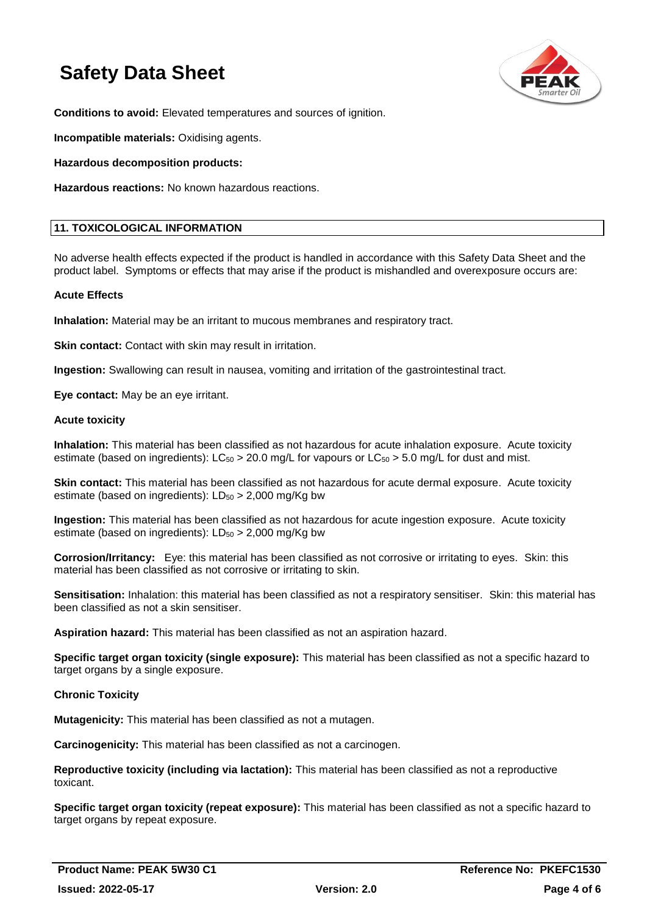**Conditions to avoid:** Elevated temperatures and sources of ignition.

**Incompatible materials:** Oxidising agents.

**Hazardous decomposition products:**

**Hazardous reactions:** No known hazardous reactions.

## 11. TOXICOLOGICAL INFORMATION

No adverse health effects expected if the product is handled in accordance with this Safety Data Sheet and the product label. Symptoms or effects that may arise if the product is mishandled and overexposure occurs are:

**Acute Effects**

**Inhalation:** Material may be an irritant to mucous membranes and respiratory tract.

**Skin contact:** Contact with skin may result in irritation.

**Ingestion:** Swallowing can result in nausea, vomiting and irritation of the gastrointestinal tract.

**Eye contact:** May be an eye irritant.

**Acute toxicity**

**Inhalation:** This material has been classified as not hazardous for acute inhalation exposure. Acute toxicity estimate (based on ingredients): $LC_{50}$ > 20.0 mg/L for vapours or $LC_{50}$ > 5.0 mg/L for dust and mist.

**Skin contact:** This material has been classified as not hazardous for acute dermal exposure. Acute toxicity estimate (based on ingredients): $LD_{50}$ > 2,000 mg/Kg bw

**Ingestion:** This material has been classified as not hazardous for acute ingestion exposure. Acute toxicity estimate (based on ingredients): $LD_{50}$ > 2,000 mg/Kg bw

**Corrosion/Irritancy:** Eye: this material has been classified as not corrosive or irritating to eyes. Skin: this material has been classified as not corrosive or irritating to skin.

**Sensitisation:** Inhalation: this material has been classified as not a respiratory sensitiser. Skin: this material has been classified as not a skin sensitiser.

**Aspiration hazard:** This material has been classified as not an aspiration hazard.

**Specific target organ toxicity (single exposure):** This material has been classified as not a specific hazard to target organs by a single exposure.

**Chronic Toxicity**

**Mutagenicity:** This material has been classified as not a mutagen.

**Carcinogenicity:** This material has been classified as not a carcinogen.

**Reproductive toxicity (including via lactation):** This material has been classified as not a reproductive toxicant.

**Specific target organ toxicity (repeat exposure):** This material has been classified as not a specific hazard to target organs by repeat exposure.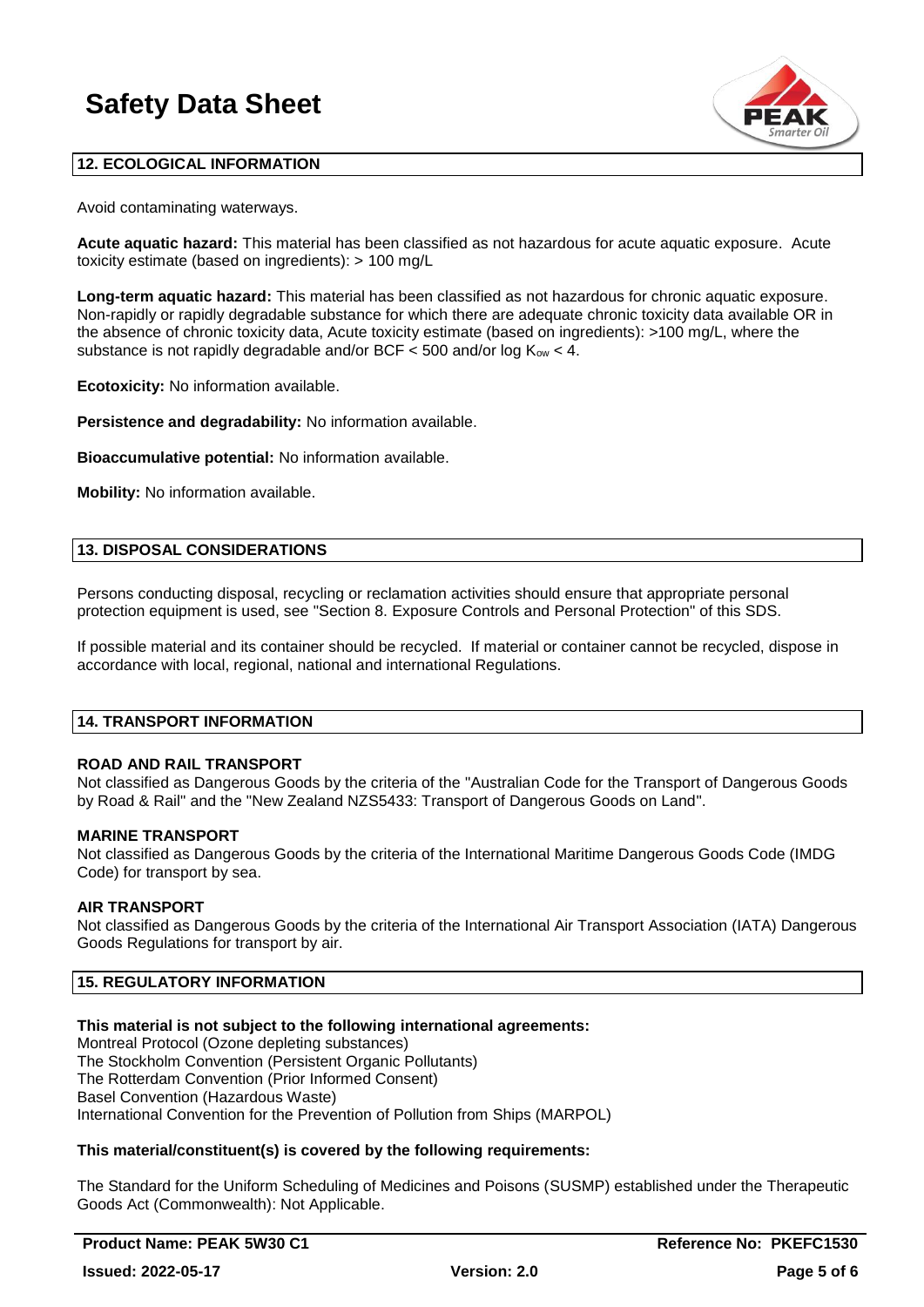## 12. ECOLOGICAL INFORMATION

Avoid contaminating waterways.

**Acute aquatic hazard:** This material has been classified as not hazardous for acute aquatic exposure. Acute toxicity estimate (based on ingredients): > 100 mg/L

**Long-term aquatic hazard:** This material has been classified as not hazardous for chronic aquatic exposure. Non-rapidly or rapidly degradable substance for which there are adequate chronic toxicity data available OR in the absence of chronic toxicity data, Acute toxicity estimate (based on ingredients): >100 mg/L, where the substance is not rapidly degradable and/or BCF < 500 and/or log $K_{ow}$ < 4.

**Ecotoxicity:** No information available.

**Persistence and degradability:** No information available.

**Bioaccumulative potential:** No information available.

**Mobility:** No information available.

## 13. DISPOSAL CONSIDERATIONS

Persons conducting disposal, recycling or reclamation activities should ensure that appropriate personal protection equipment is used, see "Section 8. Exposure Controls and Personal Protection" of this SDS.

If possible material and its container should be recycled. If material or container cannot be recycled, dispose in accordance with local, regional, national and international Regulations.

## 14. TRANSPORT INFORMATION

**ROAD AND RAIL TRANSPORT**
Not classified as Dangerous Goods by the criteria of the "Australian Code for the Transport of Dangerous Goods by Road & Rail" and the "New Zealand NZS5433: Transport of Dangerous Goods on Land".

**MARINE TRANSPORT**
Not classified as Dangerous Goods by the criteria of the International Maritime Dangerous Goods Code (IMDG Code) for transport by sea.

**AIR TRANSPORT**
Not classified as Dangerous Goods by the criteria of the International Air Transport Association (IATA) Dangerous Goods Regulations for transport by air.

## 15. REGULATORY INFORMATION

**This material is not subject to the following international agreements:**
Montreal Protocol (Ozone depleting substances)
The Stockholm Convention (Persistent Organic Pollutants)
The Rotterdam Convention (Prior Informed Consent)
Basel Convention (Hazardous Waste)
International Convention for the Prevention of Pollution from Ships (MARPOL)

**This material/constituent(s) is covered by the following requirements:**

The Standard for the Uniform Scheduling of Medicines and Poisons (SUSMP) established under the Therapeutic Goods Act (Commonwealth): Not Applicable.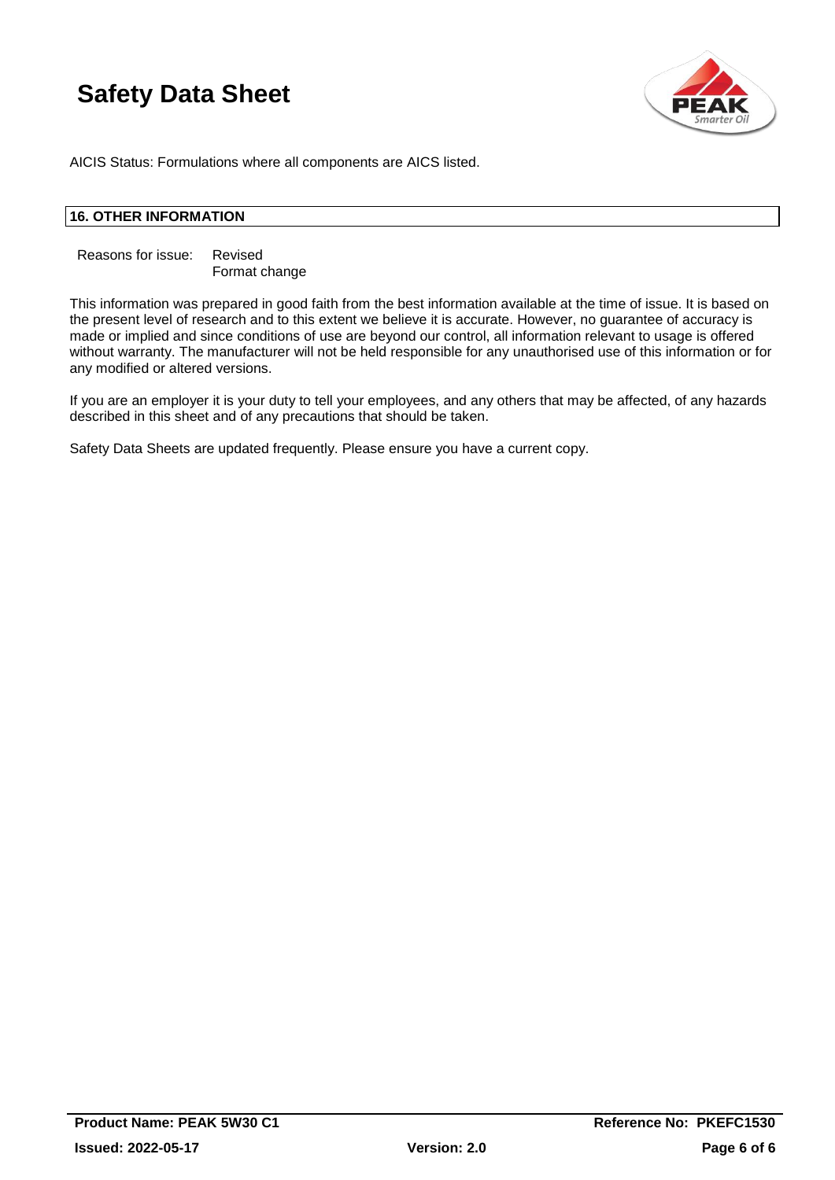AICIS Status: Formulations where all components are AICS listed.

## 16. OTHER INFORMATION

Reasons for issue: Revised
Format change

This information was prepared in good faith from the best information available at the time of issue. It is based on the present level of research and to this extent we believe it is accurate. However, no guarantee of accuracy is made or implied and since conditions of use are beyond our control, all information relevant to usage is offered without warranty. The manufacturer will not be held responsible for any unauthorised use of this information or for any modified or altered versions.

If you are an employer it is your duty to tell your employees, and any others that may be affected, of any hazards described in this sheet and of any precautions that should be taken.

Safety Data Sheets are updated frequently. Please ensure you have a current copy.